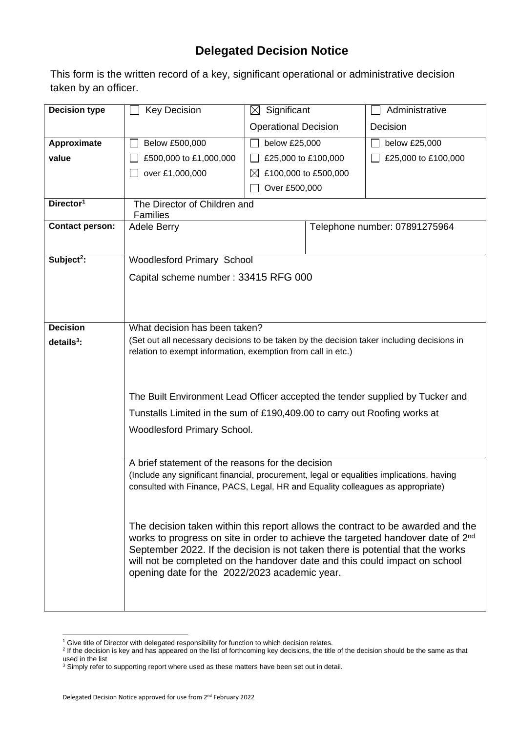# Delegated Decision Notice

This form is the written record of a key, significant operational or administrative decision taken by an officer.

| | | | |
|---|---|---|---|
| **Decision type** | ☐ Key Decision | ☒ Significant Operational Decision | ☐ Administrative Decision |
| **Approximate value** | ☐ Below £500,000<br>☐ £500,000 to £1,000,000<br>☐ over £1,000,000 | ☐ below £25,000<br>☐ £25,000 to £100,000<br>☒ £100,000 to £500,000<br>☐ Over £500,000 | ☐ below £25,000<br>☐ £25,000 to £100,000 |
| **Director[1]** | The Director of Children and Families | | |
| **Contact person:** | Adele Berry | Telephone number: 07891275964 | |
| **Subject[2]:** | Woodlesford Primary School<br><br>Capital scheme number : 33415 RFG 000 | | |
| **Decision details[3]:** | What decision has been taken?<br>(Set out all necessary decisions to be taken by the decision taker including decisions in relation to exempt information, exemption from call in etc.)<br><br>The Built Environment Lead Officer accepted the tender supplied by Tucker and Tunstalls Limited in the sum of £190,409.00 to carry out Roofing works at Woodlesford Primary School. | | |
| | A brief statement of the reasons for the decision<br>(Include any significant financial, procurement, legal or equalities implications, having consulted with Finance, PACS, Legal, HR and Equality colleagues as appropriate)<br><br>The decision taken within this report allows the contract to be awarded and the works to progress on site in order to achieve the targeted handover date of 2nd September 2022. If the decision is not taken there is potential that the works will not be completed on the handover date and this could impact on school opening date for the 2022/2023 academic year. | | |

[1] Give title of Director with delegated responsibility for function to which decision relates.
[2] If the decision is key and has appeared on the list of forthcoming key decisions, the title of the decision should be the same as that used in the list
[3] Simply refer to supporting report where used as these matters have been set out in detail.

Delegated Decision Notice approved for use from 2nd February 2022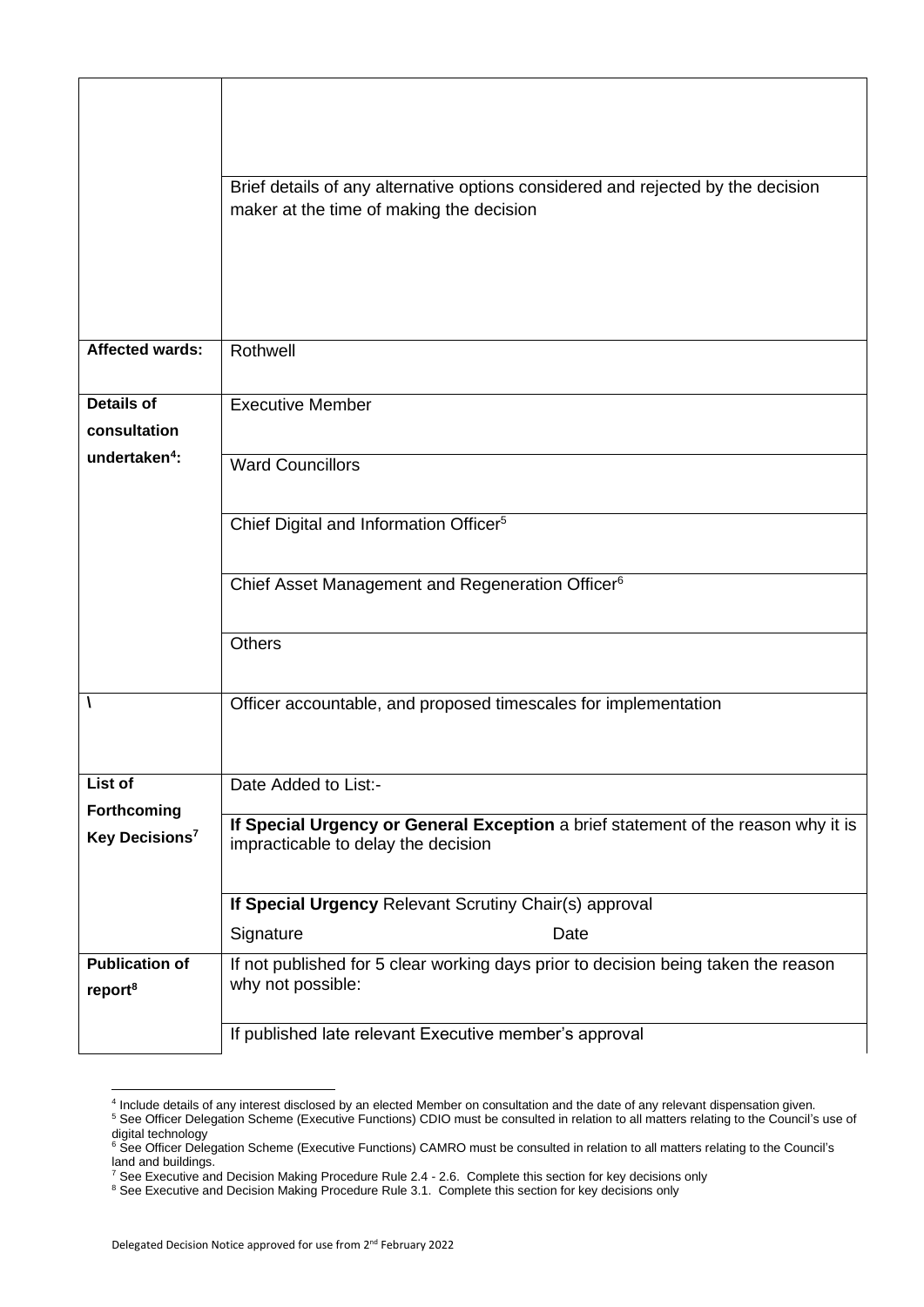| | |
|---|---|
| | |
| | Brief details of any alternative options considered and rejected by the decision maker at the time of making the decision |
| **Affected wards:** | Rothwell |
| **Details of consultation undertaken**[4]**:** | Executive Member |
| | Ward Councillors |
| | Chief Digital and Information Officer[5] |
| | Chief Asset Management and Regeneration Officer[6] |
| | Others |
| \ | Officer accountable, and proposed timescales for implementation |
| **List of Forthcoming Key Decisions**[7] | Date Added to List:- |
| | **If Special Urgency or General Exception** a brief statement of the reason why it is impracticable to delay the decision |
| | **If Special Urgency** Relevant Scrutiny Chair(s) approval<br>Signature Date |
| **Publication of report**[8] | If not published for 5 clear working days prior to decision being taken the reason why not possible: |
| | If published late relevant Executive member's approval |

[4] Include details of any interest disclosed by an elected Member on consultation and the date of any relevant dispensation given.

[5] See Officer Delegation Scheme (Executive Functions) CDIO must be consulted in relation to all matters relating to the Council's use of digital technology

[6] See Officer Delegation Scheme (Executive Functions) CAMRO must be consulted in relation to all matters relating to the Council's land and buildings.

[7] See Executive and Decision Making Procedure Rule 2.4 - 2.6. Complete this section for key decisions only

[8] See Executive and Decision Making Procedure Rule 3.1. Complete this section for key decisions only

Delegated Decision Notice approved for use from 2nd February 2022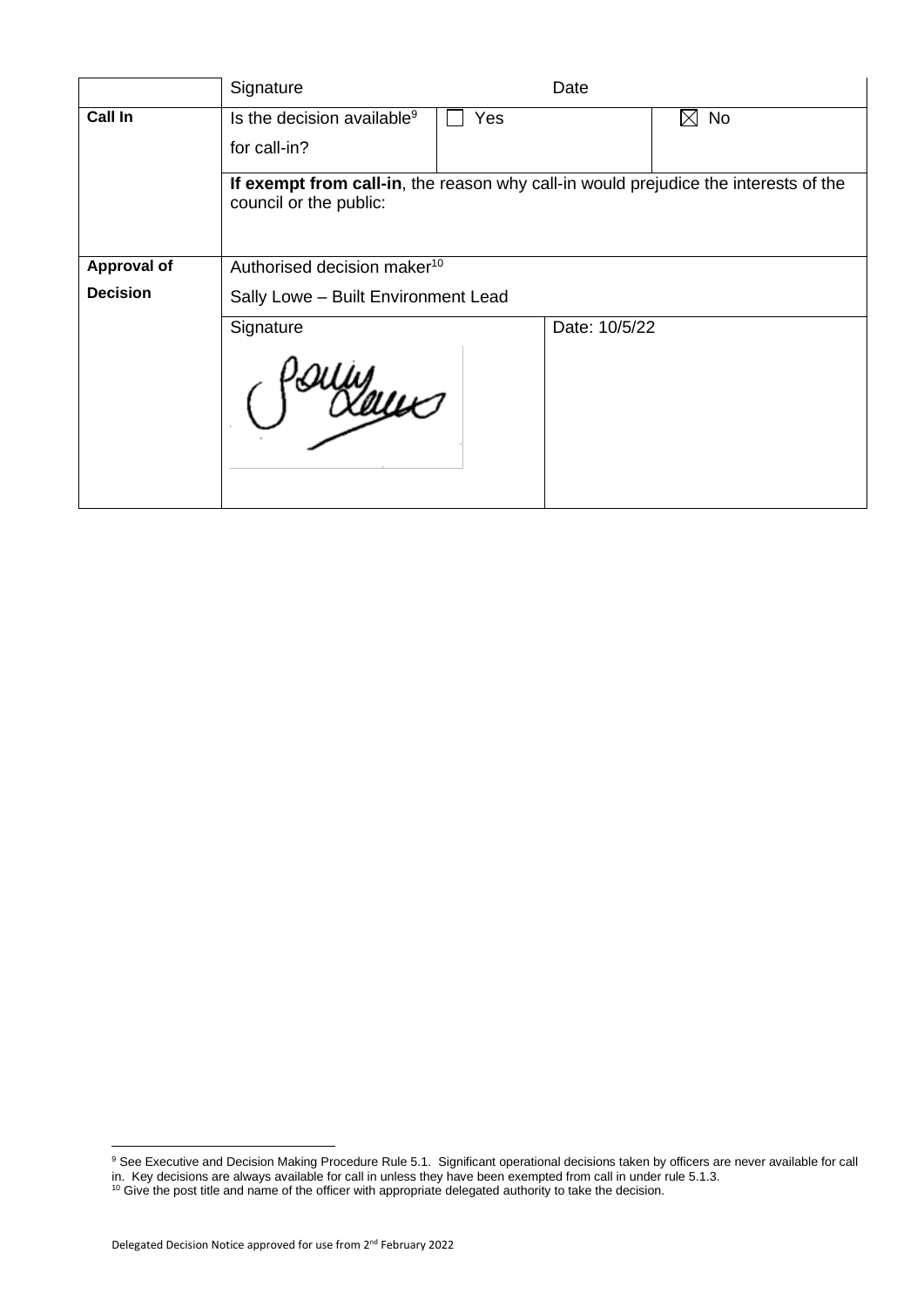| | | | | |
|---|---|---|---|---|
| | Signature | | Date | |
| **Call In** | Is the decision available[9] for call-in? | ☐ Yes | | ☒ No |
| | **If exempt from call-in**, the reason why call-in would prejudice the interests of the council or the public: | | | |
| **Approval of Decision** | Authorised decision maker[10] Sally Lowe – Built Environment Lead | | | |
| | Signature | | Date: 10/5/22 | |

[9] See Executive and Decision Making Procedure Rule 5.1. Significant operational decisions taken by officers are never available for call in. Key decisions are always available for call in unless they have been exempted from call in under rule 5.1.3.

[10] Give the post title and name of the officer with appropriate delegated authority to take the decision.

Delegated Decision Notice approved for use from 2nd February 2022